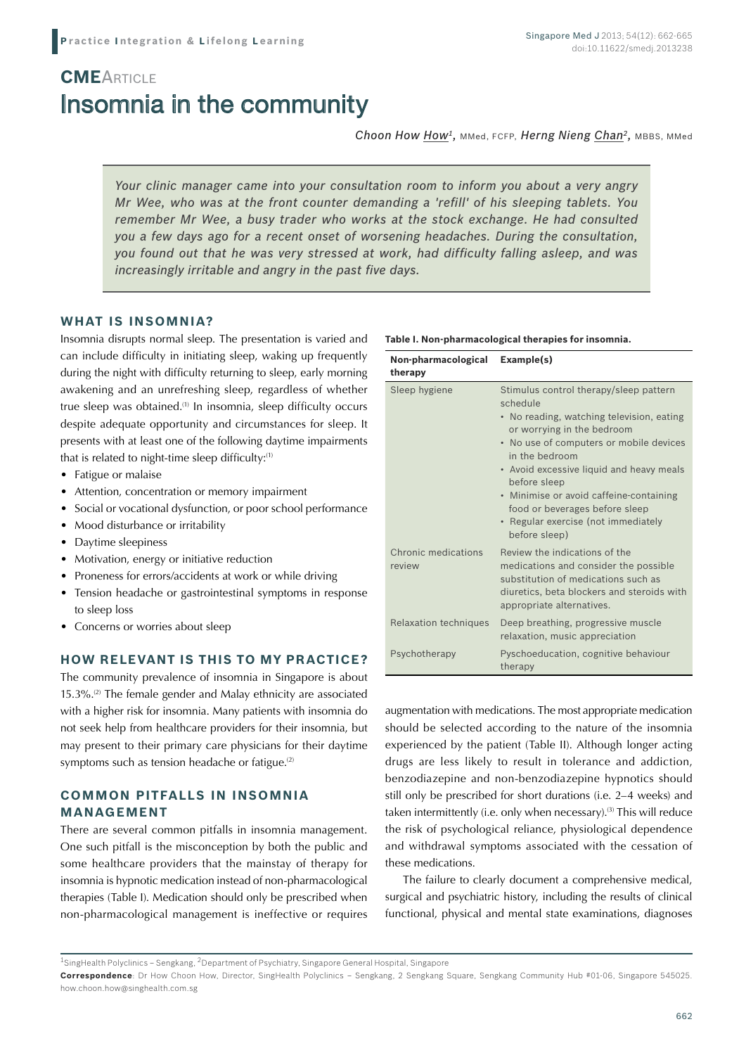**Practice Integration & Lifelong Learning**

**CME**ARTICLE

# Insomnia in the community

*Choon How How*[1], MMed, FCFP, *Herng Nieng Chan*[2], MBBS, MMed

> *Your clinic manager came into your consultation room to inform you about a very angry Mr Wee, who was at the front counter demanding a 'refill' of his sleeping tablets. You remember Mr Wee, a busy trader who works at the stock exchange. He had consulted you a few days ago for a recent onset of worsening headaches. During the consultation, you found out that he was very stressed at work, had difficulty falling asleep, and was increasingly irritable and angry in the past five days.*

## WHAT IS INSOMNIA?

Insomnia disrupts normal sleep. The presentation is varied and can include difficulty in initiating sleep, waking up frequently during the night with difficulty returning to sleep, early morning awakening and an unrefreshing sleep, regardless of whether true sleep was obtained.[1] In insomnia, sleep difficulty occurs despite adequate opportunity and circumstances for sleep. It presents with at least one of the following daytime impairments that is related to night-time sleep difficulty:[1]

- Fatigue or malaise
- Attention, concentration or memory impairment
- Social or vocational dysfunction, or poor school performance
- Mood disturbance or irritability
- Daytime sleepiness
- Motivation, energy or initiative reduction
- Proneness for errors/accidents at work or while driving
- Tension headache or gastrointestinal symptoms in response to sleep loss
- Concerns or worries about sleep

## HOW RELEVANT IS THIS TO MY PRACTICE?

The community prevalence of insomnia in Singapore is about 15.3%.[2] The female gender and Malay ethnicity are associated with a higher risk for insomnia. Many patients with insomnia do not seek help from healthcare providers for their insomnia, but may present to their primary care physicians for their daytime symptoms such as tension headache or fatigue.[2]

## COMMON PITFALLS IN INSOMNIA MANAGEMENT

There are several common pitfalls in insomnia management. One such pitfall is the misconception by both the public and some healthcare providers that the mainstay of therapy for insomnia is hypnotic medication instead of non-pharmacological therapies (Table I). Medication should only be prescribed when non-pharmacological management is ineffective or requires augmentation with medications. The most appropriate medication should be selected according to the nature of the insomnia experienced by the patient (Table II). Although longer acting drugs are less likely to result in tolerance and addiction, benzodiazepine and non-benzodiazepine hypnotics should still only be prescribed for short durations (i.e. 2–4 weeks) and taken intermittently (i.e. only when necessary).[3] This will reduce the risk of psychological reliance, physiological dependence and withdrawal symptoms associated with the cessation of these medications.

**Table I. Non-pharmacological therapies for insomnia.**

| Non-pharmacological therapy | Example(s) |
|---|---|
| Sleep hygiene | Stimulus control therapy/sleep pattern schedule<br>• No reading, watching television, eating or worrying in the bedroom<br>• No use of computers or mobile devices in the bedroom<br>• Avoid excessive liquid and heavy meals before sleep<br>• Minimise or avoid caffeine-containing food or beverages before sleep<br>• Regular exercise (not immediately before sleep) |
| Chronic medications review | Review the indications of the medications and consider the possible substitution of medications such as diuretics, beta blockers and steroids with appropriate alternatives. |
| Relaxation techniques | Deep breathing, progressive muscle relaxation, music appreciation |
| Psychotherapy | Pyschoeducation, cognitive behaviour therapy |

The failure to clearly document a comprehensive medical, surgical and psychiatric history, including the results of clinical functional, physical and mental state examinations, diagnoses

---

[1]SingHealth Polyclinics – Sengkang, [2]Department of Psychiatry, Singapore General Hospital, Singapore

**Correspondence**: Dr How Choon How, Director, SingHealth Polyclinics – Sengkang, 2 Sengkang Square, Sengkang Community Hub #01-06, Singapore 545025. how.choon.how@singhealth.com.sg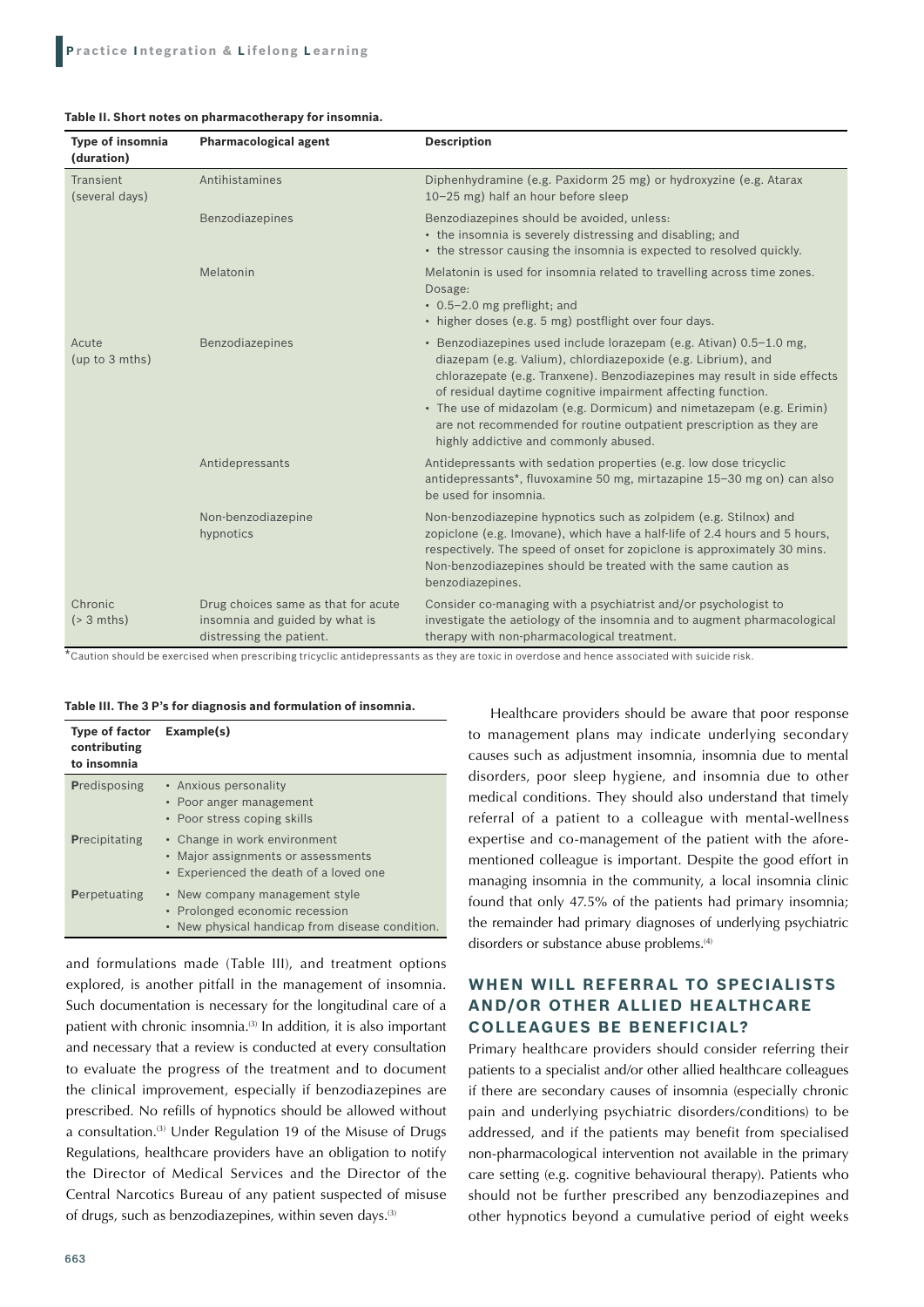**Table II. Short notes on pharmacotherapy for insomnia.**

| Type of insomnia (duration) | Pharmacological agent | Description |
|---|---|---|
| Transient (several days) | Antihistamines | Diphenhydramine (e.g. Paxidorm 25 mg) or hydroxyzine (e.g. Atarax 10–25 mg) half an hour before sleep |
| | Benzodiazepines | Benzodiazepines should be avoided, unless: • the insomnia is severely distressing and disabling; and • the stressor causing the insomnia is expected to resolved quickly. |
| | Melatonin | Melatonin is used for insomnia related to travelling across time zones. Dosage: • 0.5–2.0 mg preflight; and • higher doses (e.g. 5 mg) postflight over four days. |
| Acute (up to 3 mths) | Benzodiazepines | • Benzodiazepines used include lorazepam (e.g. Ativan) 0.5–1.0 mg, diazepam (e.g. Valium), chlordiazepoxide (e.g. Librium), and chlorazepate (e.g. Tranxene). Benzodiazepines may result in side effects of residual daytime cognitive impairment affecting function. • The use of midazolam (e.g. Dormicum) and nimetazepam (e.g. Erimin) are not recommended for routine outpatient prescription as they are highly addictive and commonly abused. |
| | Antidepressants | Antidepressants with sedation properties (e.g. low dose tricyclic antidepressants*, fluvoxamine 50 mg, mirtazapine 15–30 mg on) can also be used for insomnia. |
| | Non-benzodiazepine hypnotics | Non-benzodiazepine hypnotics such as zolpidem (e.g. Stilnox) and zopiclone (e.g. Imovane), which have a half-life of 2.4 hours and 5 hours, respectively. The speed of onset for zopiclone is approximately 30 mins. Non-benzodiazepines should be treated with the same caution as benzodiazepines. |
| Chronic (> 3 mths) | Drug choices same as that for acute insomnia and guided by what is distressing the patient. | Consider co-managing with a psychiatrist and/or psychologist to investigate the aetiology of the insomnia and to augment pharmacological therapy with non-pharmacological treatment. |

*Caution should be exercised when prescribing tricyclic antidepressants as they are toxic in overdose and hence associated with suicide risk.

**Table III. The 3 P's for diagnosis and formulation of insomnia.**

| Type of factor contributing to insomnia | Example(s) |
|---|---|
| **P**redisposing | • Anxious personality • Poor anger management • Poor stress coping skills |
| **P**recipitating | • Change in work environment • Major assignments or assessments • Experienced the death of a loved one |
| **P**erpetuating | • New company management style • Prolonged economic recession • New physical handicap from disease condition. |

and formulations made (Table III), and treatment options explored, is another pitfall in the management of insomnia. Such documentation is necessary for the longitudinal care of a patient with chronic insomnia.[3] In addition, it is also important and necessary that a review is conducted at every consultation to evaluate the progress of the treatment and to document the clinical improvement, especially if benzodiazepines are prescribed. No refills of hypnotics should be allowed without a consultation.[3] Under Regulation 19 of the Misuse of Drugs Regulations, healthcare providers have an obligation to notify the Director of Medical Services and the Director of the Central Narcotics Bureau of any patient suspected of misuse of drugs, such as benzodiazepines, within seven days.[3]

Healthcare providers should be aware that poor response to management plans may indicate underlying secondary causes such as adjustment insomnia, insomnia due to mental disorders, poor sleep hygiene, and insomnia due to other medical conditions. They should also understand that timely referral of a patient to a colleague with mental-wellness expertise and co-management of the patient with the aforementioned colleague is important. Despite the good effort in managing insomnia in the community, a local insomnia clinic found that only 47.5% of the patients had primary insomnia; the remainder had primary diagnoses of underlying psychiatric disorders or substance abuse problems.[4]

## WHEN WILL REFERRAL TO SPECIALISTS AND/OR OTHER ALLIED HEALTHCARE COLLEAGUES BE BENEFICIAL?

Primary healthcare providers should consider referring their patients to a specialist and/or other allied healthcare colleagues if there are secondary causes of insomnia (especially chronic pain and underlying psychiatric disorders/conditions) to be addressed, and if the patients may benefit from specialised non-pharmacological intervention not available in the primary care setting (e.g. cognitive behavioural therapy). Patients who should not be further prescribed any benzodiazepines and other hypnotics beyond a cumulative period of eight weeks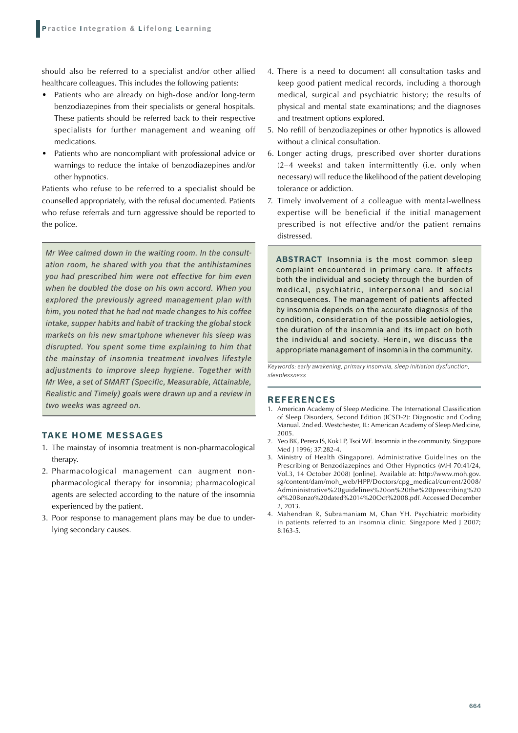should also be referred to a specialist and/or other allied healthcare colleagues. This includes the following patients:

- Patients who are already on high-dose and/or long-term benzodiazepines from their specialists or general hospitals. These patients should be referred back to their respective specialists for further management and weaning off medications.
- Patients who are noncompliant with professional advice or warnings to reduce the intake of benzodiazepines and/or other hypnotics.

Patients who refuse to be referred to a specialist should be counselled appropriately, with the refusal documented. Patients who refuse referrals and turn aggressive should be reported to the police.

*Mr Wee calmed down in the waiting room. In the consultation room, he shared with you that the antihistamines you had prescribed him were not effective for him even when he doubled the dose on his own accord. When you explored the previously agreed management plan with him, you noted that he had not made changes to his coffee intake, supper habits and habit of tracking the global stock markets on his new smartphone whenever his sleep was disrupted. You spent some time explaining to him that the mainstay of insomnia treatment involves lifestyle adjustments to improve sleep hygiene. Together with Mr Wee, a set of SMART (Specific, Measurable, Attainable, Realistic and Timely) goals were drawn up and a review in two weeks was agreed on.*

## TAKE HOME MESSAGES

1. The mainstay of insomnia treatment is non-pharmacological therapy.
2. Pharmacological management can augment non-pharmacological therapy for insomnia; pharmacological agents are selected according to the nature of the insomnia experienced by the patient.
3. Poor response to management plans may be due to underlying secondary causes.
4. There is a need to document all consultation tasks and keep good patient medical records, including a thorough medical, surgical and psychiatric history; the results of physical and mental state examinations; and the diagnoses and treatment options explored.
5. No refill of benzodiazepines or other hypnotics is allowed without a clinical consultation.
6. Longer acting drugs, prescribed over shorter durations (2–4 weeks) and taken intermittently (i.e. only when necessary) will reduce the likelihood of the patient developing tolerance or addiction.
7. Timely involvement of a colleague with mental-wellness expertise will be beneficial if the initial management prescribed is not effective and/or the patient remains distressed.

**ABSTRACT** Insomnia is the most common sleep complaint encountered in primary care. It affects both the individual and society through the burden of medical, psychiatric, interpersonal and social consequences. The management of patients affected by insomnia depends on the accurate diagnosis of the condition, consideration of the possible aetiologies, the duration of the insomnia and its impact on both the individual and society. Herein, we discuss the appropriate management of insomnia in the community.

*Keywords: early awakening, primary insomnia, sleep initiation dysfunction, sleeplessness*

## REFERENCES

1. American Academy of Sleep Medicine. The International Classification of Sleep Disorders, Second Edition (ICSD-2): Diagnostic and Coding Manual. 2nd ed. Westchester, IL: American Academy of Sleep Medicine, 2005.
2. Yeo BK, Perera IS, Kok LP, Tsoi WF. Insomnia in the community. Singapore Med J 1996; 37:282-4.
3. Ministry of Health (Singapore). Administrative Guidelines on the Prescribing of Benzodiazepines and Other Hypnotics (MH 70:41/24, Vol.3, 14 October 2008) [online]. Available at: http://www.moh.gov.sg/content/dam/moh_web/HPP/Doctors/cpg_medical/current/2008/Admininistrative%20guidelines%20on%20the%20prescribing%20of%20Benzo%20dated%2014%20Oct%2008.pdf. Accessed December 2, 2013.
4. Mahendran R, Subramaniam M, Chan YH. Psychiatric morbidity in patients referred to an insomnia clinic. Singapore Med J 2007; 8:163-5.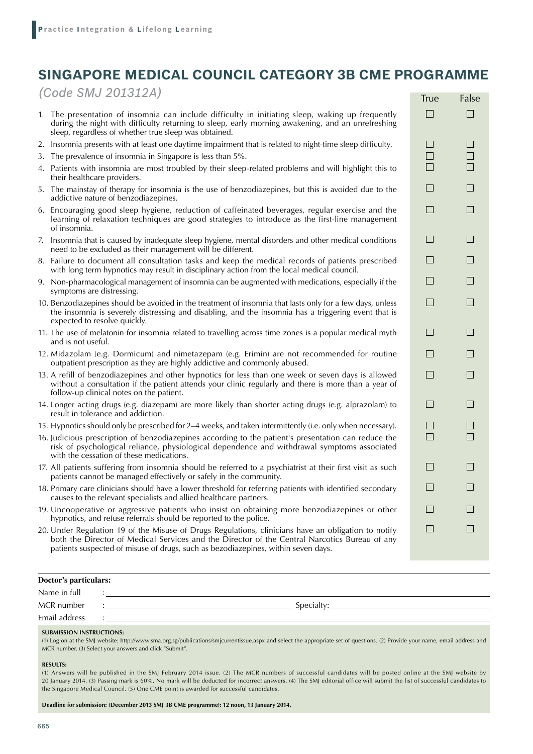# SINGAPORE MEDICAL COUNCIL CATEGORY 3B CME PROGRAMME

*(Code SMJ 201312A)*

| | True | False |
|---|---|---|
| 1. The presentation of insomnia can include difficulty in initiating sleep, waking up frequently during the night with difficulty returning to sleep, early morning awakening, and an unrefreshing sleep, regardless of whether true sleep was obtained. | ☐ | ☐ |
| 2. Insomnia presents with at least one daytime impairment that is related to night-time sleep difficulty. | ☐ | ☐ |
| 3. The prevalence of insomnia in Singapore is less than 5%. | ☐ | ☐ |
| 4. Patients with insomnia are most troubled by their sleep-related problems and will highlight this to their healthcare providers. | ☐ | ☐ |
| 5. The mainstay of therapy for insomnia is the use of benzodiazepines, but this is avoided due to the addictive nature of benzodiazepines. | ☐ | ☐ |
| 6. Encouraging good sleep hygiene, reduction of caffeinated beverages, regular exercise and the learning of relaxation techniques are good strategies to introduce as the first-line management of insomnia. | ☐ | ☐ |
| 7. Insomnia that is caused by inadequate sleep hygiene, mental disorders and other medical conditions need to be excluded as their management will be different. | ☐ | ☐ |
| 8. Failure to document all consultation tasks and keep the medical records of patients prescribed with long term hypnotics may result in disciplinary action from the local medical council. | ☐ | ☐ |
| 9. Non-pharmacological management of insomnia can be augmented with medications, especially if the symptoms are distressing. | ☐ | ☐ |
| 10. Benzodiazepines should be avoided in the treatment of insomnia that lasts only for a few days, unless the insomnia is severely distressing and disabling, and the insomnia has a triggering event that is expected to resolve quickly. | ☐ | ☐ |
| 11. The use of melatonin for insomnia related to travelling across time zones is a popular medical myth and is not useful. | ☐ | ☐ |
| 12. Midazolam (e.g. Dormicum) and nimetazepam (e.g. Erimin) are not recommended for routine outpatient prescription as they are highly addictive and commonly abused. | ☐ | ☐ |
| 13. A refill of benzodiazepines and other hypnotics for less than one week or seven days is allowed without a consultation if the patient attends your clinic regularly and there is more than a year of follow-up clinical notes on the patient. | ☐ | ☐ |
| 14. Longer acting drugs (e.g. diazepam) are more likely than shorter acting drugs (e.g. alprazolam) to result in tolerance and addiction. | ☐ | ☐ |
| 15. Hypnotics should only be prescribed for 2–4 weeks, and taken intermittently (i.e. only when necessary). | ☐ | ☐ |
| 16. Judicious prescription of benzodiazepines according to the patient's presentation can reduce the risk of psychological reliance, physiological dependence and withdrawal symptoms associated with the cessation of these medications. | ☐ | ☐ |
| 17. All patients suffering from insomnia should be referred to a psychiatrist at their first visit as such patients cannot be managed effectively or safely in the community. | ☐ | ☐ |
| 18. Primary care clinicians should have a lower threshold for referring patients with identified secondary causes to the relevant specialists and allied healthcare partners. | ☐ | ☐ |
| 19. Uncooperative or aggressive patients who insist on obtaining more benzodiazepines or other hypnotics, and refuse referrals should be reported to the police. | ☐ | ☐ |
| 20. Under Regulation 19 of the Misuse of Drugs Regulations, clinicians have an obligation to notify both the Director of Medical Services and the Director of the Central Narcotics Bureau of any patients suspected of misuse of drugs, such as bezodiazepines, within seven days. | ☐ | ☐ |

**Doctor's particulars:**

Name in full : \_\_\_\_\_\_\_\_\_\_\_\_\_\_\_\_\_\_\_\_

MCR number : \_\_\_\_\_\_\_\_\_\_\_\_\_\_\_\_\_\_\_\_ Specialty: \_\_\_\_\_\_\_\_\_\_\_\_\_\_\_\_\_\_\_\_

Email address : \_\_\_\_\_\_\_\_\_\_\_\_\_\_\_\_\_\_\_\_

**SUBMISSION INSTRUCTIONS:**

(1) Log on at the SMJ website: http://www.sma.org.sg/publications/smjcurrentissue.aspx and select the appropriate set of questions. (2) Provide your name, email address and MCR number. (3) Select your answers and click "Submit".

**RESULTS:**

(1) Answers will be published in the SMJ February 2014 issue. (2) The MCR numbers of successful candidates will be posted online at the SMJ website by 20 January 2014. (3) Passing mark is 60%. No mark will be deducted for incorrect answers. (4) The SMJ editorial office will submit the list of successful candidates to the Singapore Medical Council. (5) One CME point is awarded for successful candidates.

**Deadline for submission: (December 2013 SMJ 3B CME programme): 12 noon, 13 January 2014.**